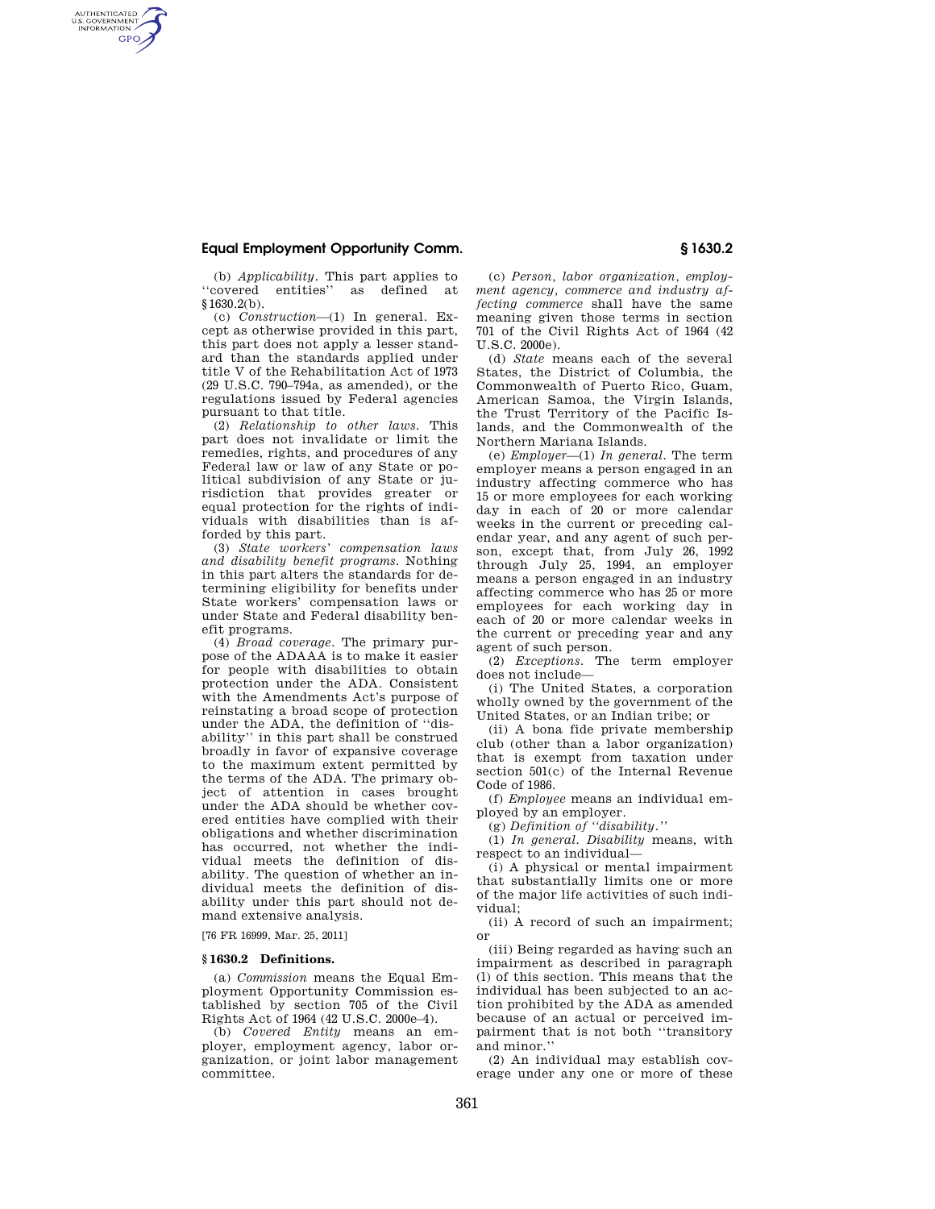(b) *Applicability.* This part applies to "covered entities" as defined at §1630.2(b).

(c) *Construction*—(1) In general. Except as otherwise provided in this part, this part does not apply a lesser standard than the standards applied under title V of the Rehabilitation Act of 1973 (29 U.S.C. 790–794a, as amended), or the regulations issued by Federal agencies pursuant to that title.

(2) *Relationship to other laws.* This part does not invalidate or limit the remedies, rights, and procedures of any Federal law or law of any State or political subdivision of any State or jurisdiction that provides greater or equal protection for the rights of individuals with disabilities than is afforded by this part.

(3) *State workers' compensation laws and disability benefit programs.* Nothing in this part alters the standards for determining eligibility for benefits under State workers' compensation laws or under State and Federal disability benefit programs.

(4) *Broad coverage.* The primary purpose of the ADAAA is to make it easier for people with disabilities to obtain protection under the ADA. Consistent with the Amendments Act's purpose of reinstating a broad scope of protection under the ADA, the definition of "disability" in this part shall be construed broadly in favor of expansive coverage to the maximum extent permitted by the terms of the ADA. The primary object of attention in cases brought under the ADA should be whether covered entities have complied with their obligations and whether discrimination has occurred, not whether the individual meets the definition of disability. The question of whether an individual meets the definition of disability under this part should not demand extensive analysis.

[76 FR 16999, Mar. 25, 2011]

## §1630.2 Definitions.

(a) *Commission* means the Equal Employment Opportunity Commission established by section 705 of the Civil Rights Act of 1964 (42 U.S.C. 2000e–4).

(b) *Covered Entity* means an employer, employment agency, labor organization, or joint labor management committee.

(c) *Person, labor organization, employment agency, commerce and industry affecting commerce* shall have the same meaning given those terms in section 701 of the Civil Rights Act of 1964 (42 U.S.C. 2000e).

(d) *State* means each of the several States, the District of Columbia, the Commonwealth of Puerto Rico, Guam, American Samoa, the Virgin Islands, the Trust Territory of the Pacific Islands, and the Commonwealth of the Northern Mariana Islands.

(e) *Employer*—(1) *In general.* The term employer means a person engaged in an industry affecting commerce who has 15 or more employees for each working day in each of 20 or more calendar weeks in the current or preceding calendar year, and any agent of such person, except that, from July 26, 1992 through July 25, 1994, an employer means a person engaged in an industry affecting commerce who has 25 or more employees for each working day in each of 20 or more calendar weeks in the current or preceding year and any agent of such person.

(2) *Exceptions.* The term employer does not include—

(i) The United States, a corporation wholly owned by the government of the United States, or an Indian tribe; or

(ii) A bona fide private membership club (other than a labor organization) that is exempt from taxation under section 501(c) of the Internal Revenue Code of 1986.

(f) *Employee* means an individual employed by an employer.

(g) *Definition of "disability."*

(1) *In general. Disability* means, with respect to an individual—

(i) A physical or mental impairment that substantially limits one or more of the major life activities of such individual;

(ii) A record of such an impairment; or

(iii) Being regarded as having such an impairment as described in paragraph (l) of this section. This means that the individual has been subjected to an action prohibited by the ADA as amended because of an actual or perceived impairment that is not both "transitory and minor."

(2) An individual may establish coverage under any one or more of these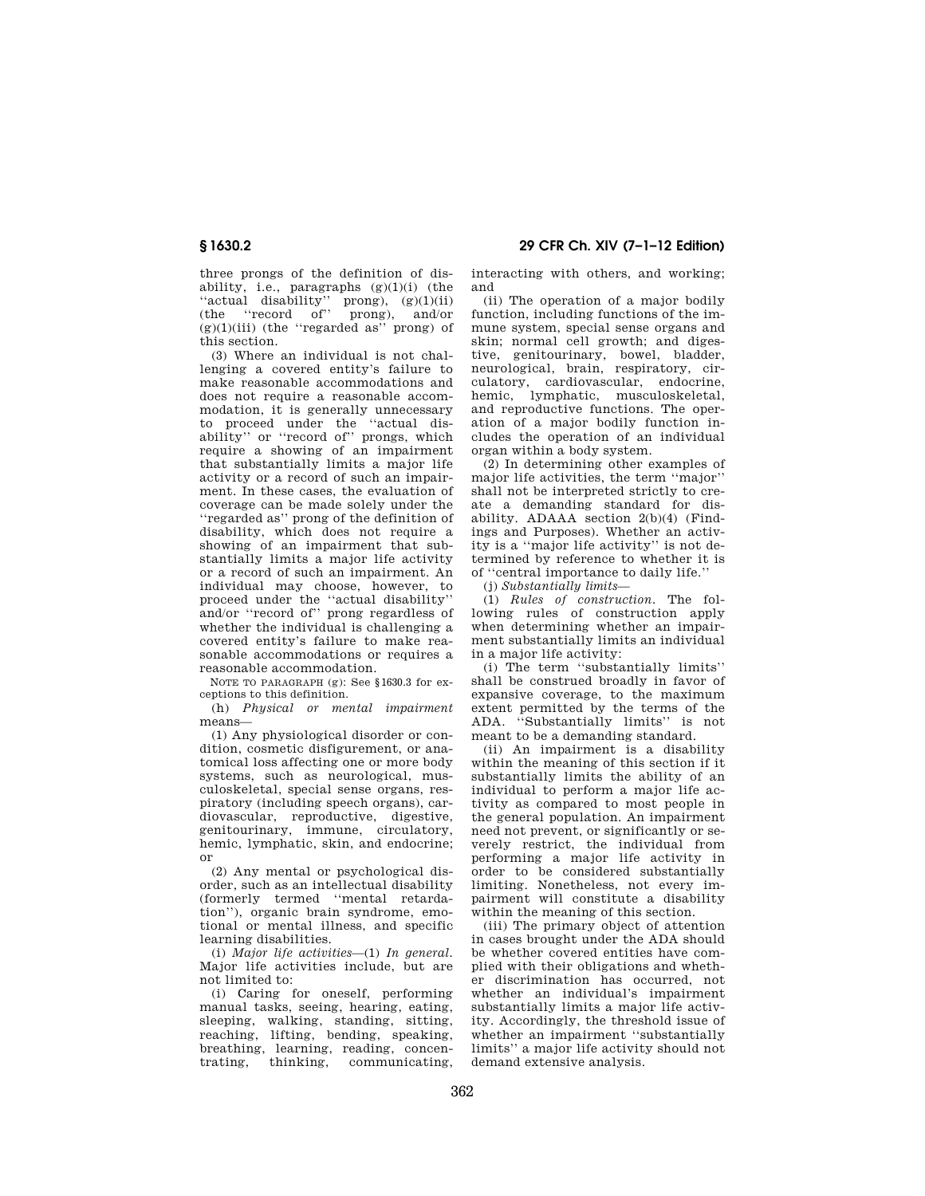three prongs of the definition of disability, i.e., paragraphs (g)(1)(i) (the ''actual disability'' prong), (g)(1)(ii) (the ''record of'' prong), and/or (g)(1)(iii) (the ''regarded as'' prong) of this section.

(3) Where an individual is not challenging a covered entity's failure to make reasonable accommodations and does not require a reasonable accommodation, it is generally unnecessary to proceed under the ''actual disability'' or ''record of'' prongs, which require a showing of an impairment that substantially limits a major life activity or a record of such an impairment. In these cases, the evaluation of coverage can be made solely under the ''regarded as'' prong of the definition of disability, which does not require a showing of an impairment that substantially limits a major life activity or a record of such an impairment. An individual may choose, however, to proceed under the ''actual disability'' and/or ''record of'' prong regardless of whether the individual is challenging a covered entity's failure to make reasonable accommodations or requires a reasonable accommodation.

NOTE TO PARAGRAPH (g): See §1630.3 for exceptions to this definition.

(h) *Physical or mental impairment* means—

(1) Any physiological disorder or condition, cosmetic disfigurement, or anatomical loss affecting one or more body systems, such as neurological, musculoskeletal, special sense organs, respiratory (including speech organs), cardiovascular, reproductive, digestive, genitourinary, immune, circulatory, hemic, lymphatic, skin, and endocrine; or

(2) Any mental or psychological disorder, such as an intellectual disability (formerly termed ''mental retardation''), organic brain syndrome, emotional or mental illness, and specific learning disabilities.

(i) *Major life activities*—(1) *In general.* Major life activities include, but are not limited to:

(i) Caring for oneself, performing manual tasks, seeing, hearing, eating, sleeping, walking, standing, sitting, reaching, lifting, bending, speaking, breathing, learning, reading, concentrating, thinking, communicating, interacting with others, and working; and

(ii) The operation of a major bodily function, including functions of the immune system, special sense organs and skin; normal cell growth; and digestive, genitourinary, bowel, bladder, neurological, brain, respiratory, circulatory, cardiovascular, endocrine, hemic, lymphatic, musculoskeletal, and reproductive functions. The operation of a major bodily function includes the operation of an individual organ within a body system.

(2) In determining other examples of major life activities, the term ''major'' shall not be interpreted strictly to create a demanding standard for disability. ADAAA section 2(b)(4) (Findings and Purposes). Whether an activity is a ''major life activity'' is not determined by reference to whether it is of ''central importance to daily life.''

(j) *Substantially limits*—

(1) *Rules of construction.* The following rules of construction apply when determining whether an impairment substantially limits an individual in a major life activity:

(i) The term ''substantially limits'' shall be construed broadly in favor of expansive coverage, to the maximum extent permitted by the terms of the ADA. ''Substantially limits'' is not meant to be a demanding standard.

(ii) An impairment is a disability within the meaning of this section if it substantially limits the ability of an individual to perform a major life activity as compared to most people in the general population. An impairment need not prevent, or significantly or severely restrict, the individual from performing a major life activity in order to be considered substantially limiting. Nonetheless, not every impairment will constitute a disability within the meaning of this section.

(iii) The primary object of attention in cases brought under the ADA should be whether covered entities have complied with their obligations and whether discrimination has occurred, not whether an individual's impairment substantially limits a major life activity. Accordingly, the threshold issue of whether an impairment ''substantially limits'' a major life activity should not demand extensive analysis.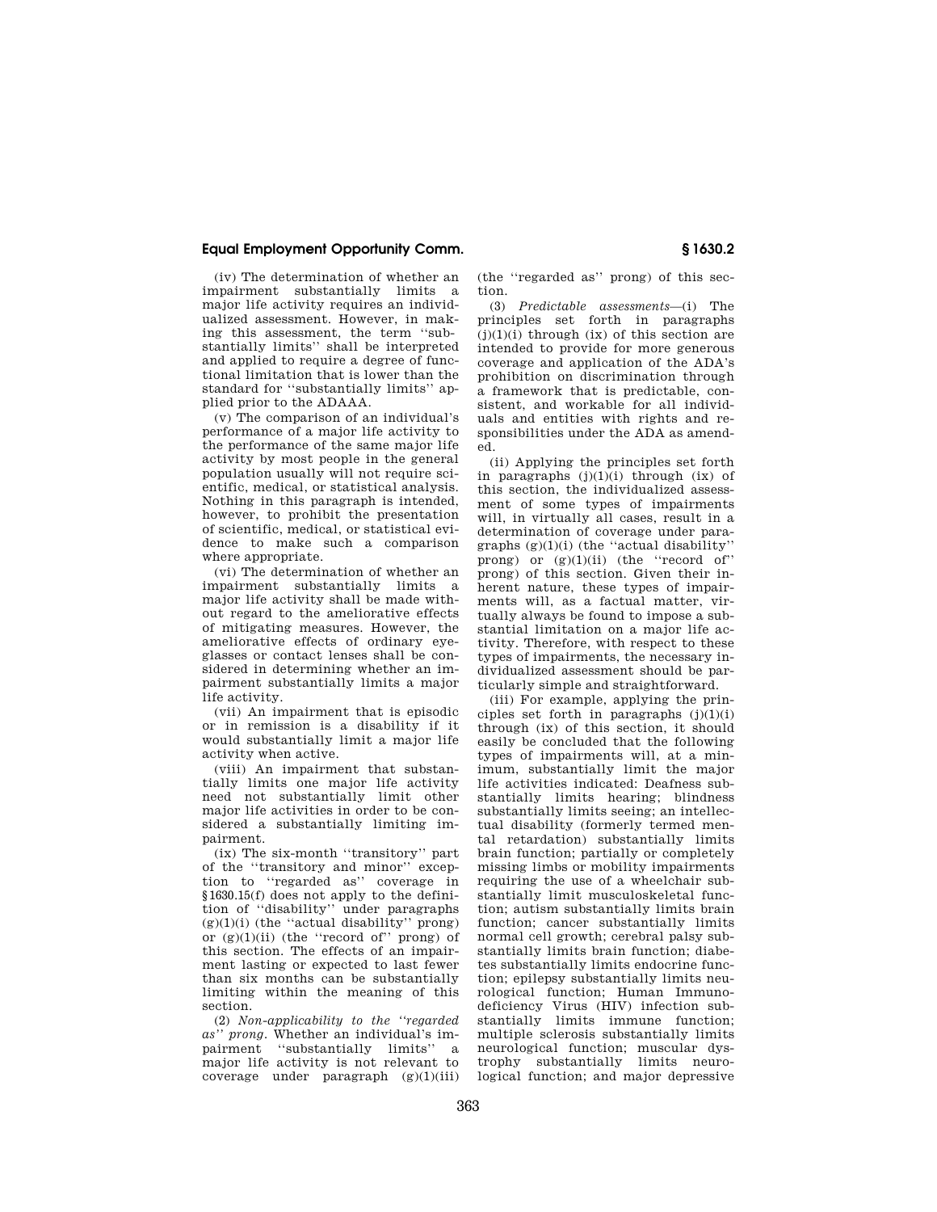(iv) The determination of whether an impairment substantially limits a major life activity requires an individualized assessment. However, in making this assessment, the term "substantially limits" shall be interpreted and applied to require a degree of functional limitation that is lower than the standard for "substantially limits" applied prior to the ADAAA.

(v) The comparison of an individual's performance of a major life activity to the performance of the same major life activity by most people in the general population usually will not require scientific, medical, or statistical analysis. Nothing in this paragraph is intended, however, to prohibit the presentation of scientific, medical, or statistical evidence to make such a comparison where appropriate.

(vi) The determination of whether an impairment substantially limits a major life activity shall be made without regard to the ameliorative effects of mitigating measures. However, the ameliorative effects of ordinary eyeglasses or contact lenses shall be considered in determining whether an impairment substantially limits a major life activity.

(vii) An impairment that is episodic or in remission is a disability if it would substantially limit a major life activity when active.

(viii) An impairment that substantially limits one major life activity need not substantially limit other major life activities in order to be considered a substantially limiting impairment.

(ix) The six-month "transitory" part of the "transitory and minor" exception to "regarded as" coverage in §1630.15(f) does not apply to the definition of "disability" under paragraphs (g)(1)(i) (the "actual disability" prong) or (g)(1)(ii) (the "record of" prong) of this section. The effects of an impairment lasting or expected to last fewer than six months can be substantially limiting within the meaning of this section.

(2) *Non-applicability to the "regarded as" prong.* Whether an individual's impairment "substantially limits" a major life activity is not relevant to coverage under paragraph (g)(1)(iii) (the "regarded as" prong) of this section.

(3) *Predictable assessments*—(i) The principles set forth in paragraphs (j)(1)(i) through (ix) of this section are intended to provide for more generous coverage and application of the ADA's prohibition on discrimination through a framework that is predictable, consistent, and workable for all individuals and entities with rights and responsibilities under the ADA as amended.

(ii) Applying the principles set forth in paragraphs (j)(1)(i) through (ix) of this section, the individualized assessment of some types of impairments will, in virtually all cases, result in a determination of coverage under paragraphs (g)(1)(i) (the "actual disability" prong) or (g)(1)(ii) (the "record of" prong) of this section. Given their inherent nature, these types of impairments will, as a factual matter, virtually always be found to impose a substantial limitation on a major life activity. Therefore, with respect to these types of impairments, the necessary individualized assessment should be particularly simple and straightforward.

(iii) For example, applying the principles set forth in paragraphs (j)(1)(i) through (ix) of this section, it should easily be concluded that the following types of impairments will, at a minimum, substantially limit the major life activities indicated: Deafness substantially limits hearing; blindness substantially limits seeing; an intellectual disability (formerly termed mental retardation) substantially limits brain function; partially or completely missing limbs or mobility impairments requiring the use of a wheelchair substantially limit musculoskeletal function; autism substantially limits brain function; cancer substantially limits normal cell growth; cerebral palsy substantially limits brain function; diabetes substantially limits endocrine function; epilepsy substantially limits neurological function; Human Immunodeficiency Virus (HIV) infection substantially limits immune function; multiple sclerosis substantially limits neurological function; muscular dystrophy substantially limits neurological function; and major depressive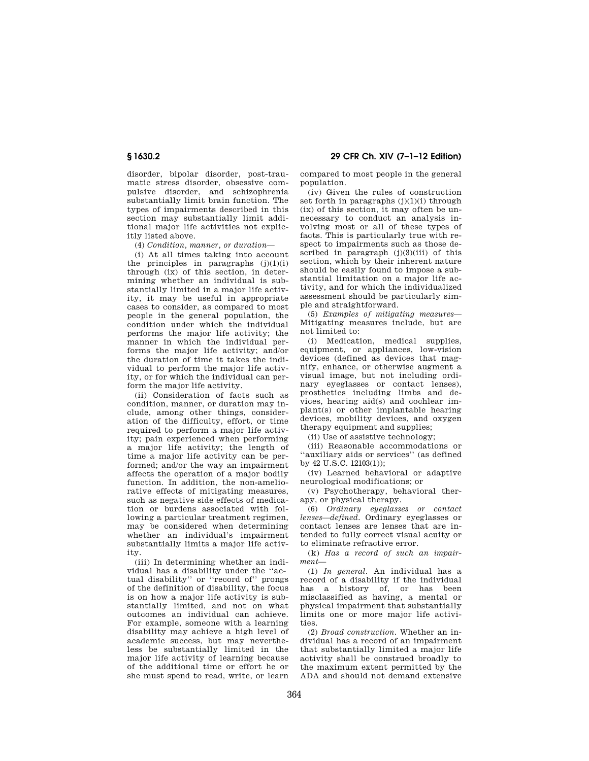disorder, bipolar disorder, post-traumatic stress disorder, obsessive compulsive disorder, and schizophrenia substantially limit brain function. The types of impairments described in this section may substantially limit additional major life activities not explicitly listed above.

(4) *Condition, manner, or duration*—

(i) At all times taking into account the principles in paragraphs (j)(1)(i) through (ix) of this section, in determining whether an individual is substantially limited in a major life activity, it may be useful in appropriate cases to consider, as compared to most people in the general population, the condition under which the individual performs the major life activity; the manner in which the individual performs the major life activity; and/or the duration of time it takes the individual to perform the major life activity, or for which the individual can perform the major life activity.

(ii) Consideration of facts such as condition, manner, or duration may include, among other things, consideration of the difficulty, effort, or time required to perform a major life activity; pain experienced when performing a major life activity; the length of time a major life activity can be performed; and/or the way an impairment affects the operation of a major bodily function. In addition, the non-ameliorative effects of mitigating measures, such as negative side effects of medication or burdens associated with following a particular treatment regimen, may be considered when determining whether an individual's impairment substantially limits a major life activity.

(iii) In determining whether an individual has a disability under the "actual disability" or "record of" prongs of the definition of disability, the focus is on how a major life activity is substantially limited, and not on what outcomes an individual can achieve. For example, someone with a learning disability may achieve a high level of academic success, but may nevertheless be substantially limited in the major life activity of learning because of the additional time or effort he or she must spend to read, write, or learn compared to most people in the general population.

(iv) Given the rules of construction set forth in paragraphs (j)(1)(i) through (ix) of this section, it may often be unnecessary to conduct an analysis involving most or all of these types of facts. This is particularly true with respect to impairments such as those described in paragraph (j)(3)(iii) of this section, which by their inherent nature should be easily found to impose a substantial limitation on a major life activity, and for which the individualized assessment should be particularly simple and straightforward.

(5) *Examples of mitigating measures*— Mitigating measures include, but are not limited to:

(i) Medication, medical supplies, equipment, or appliances, low-vision devices (defined as devices that magnify, enhance, or otherwise augment a visual image, but not including ordinary eyeglasses or contact lenses), prosthetics including limbs and devices, hearing aid(s) and cochlear implant(s) or other implantable hearing devices, mobility devices, and oxygen therapy equipment and supplies;

(ii) Use of assistive technology;

(iii) Reasonable accommodations or "auxiliary aids or services" (as defined by 42 U.S.C. 12103(1));

(iv) Learned behavioral or adaptive neurological modifications; or

(v) Psychotherapy, behavioral therapy, or physical therapy.

(6) *Ordinary eyeglasses or contact lenses—defined*. Ordinary eyeglasses or contact lenses are lenses that are intended to fully correct visual acuity or to eliminate refractive error.

(k) *Has a record of such an impairment*—

(1) *In general*. An individual has a record of a disability if the individual has a history of, or has been misclassified as having, a mental or physical impairment that substantially limits one or more major life activities.

(2) *Broad construction*. Whether an individual has a record of an impairment that substantially limited a major life activity shall be construed broadly to the maximum extent permitted by the ADA and should not demand extensive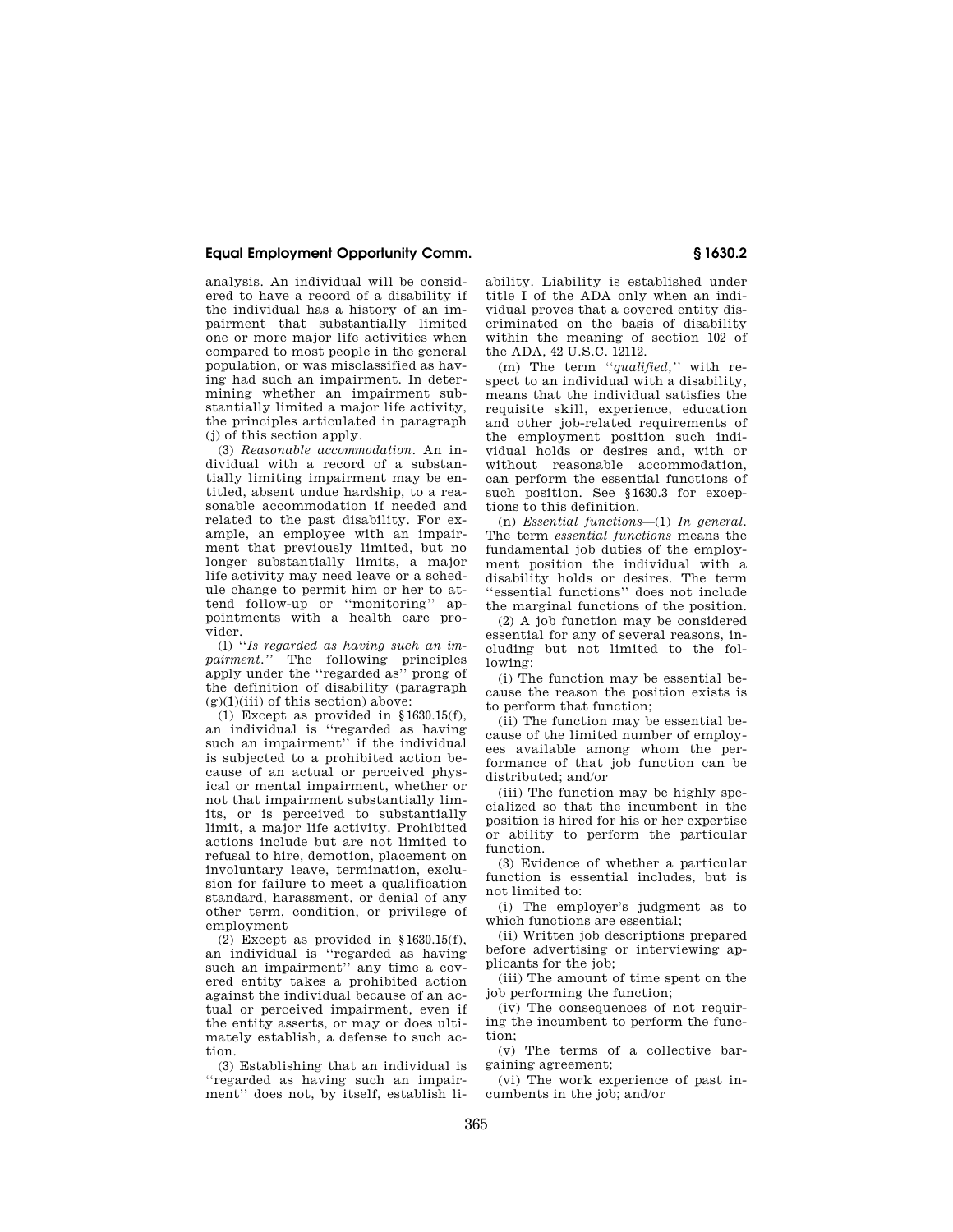analysis. An individual will be considered to have a record of a disability if the individual has a history of an impairment that substantially limited one or more major life activities when compared to most people in the general population, or was misclassified as having had such an impairment. In determining whether an impairment substantially limited a major life activity, the principles articulated in paragraph (j) of this section apply.

(3) *Reasonable accommodation.* An individual with a record of a substantially limiting impairment may be entitled, absent undue hardship, to a reasonable accommodation if needed and related to the past disability. For example, an employee with an impairment that previously limited, but no longer substantially limits, a major life activity may need leave or a schedule change to permit him or her to attend follow-up or "monitoring" appointments with a health care provider.

(l) "*Is regarded as having such an impairment.*" The following principles apply under the "regarded as" prong of the definition of disability (paragraph (g)(1)(iii) of this section) above:

(1) Except as provided in §1630.15(f), an individual is "regarded as having such an impairment" if the individual is subjected to a prohibited action because of an actual or perceived physical or mental impairment, whether or not that impairment substantially limits, or is perceived to substantially limit, a major life activity. Prohibited actions include but are not limited to refusal to hire, demotion, placement on involuntary leave, termination, exclusion for failure to meet a qualification standard, harassment, or denial of any other term, condition, or privilege of employment

(2) Except as provided in §1630.15(f), an individual is "regarded as having such an impairment" any time a covered entity takes a prohibited action against the individual because of an actual or perceived impairment, even if the entity asserts, or may or does ultimately establish, a defense to such action.

(3) Establishing that an individual is "regarded as having such an impairment" does not, by itself, establish liability. Liability is established under title I of the ADA only when an individual proves that a covered entity discriminated on the basis of disability within the meaning of section 102 of the ADA, 42 U.S.C. 12112.

(m) The term "*qualified,*" with respect to an individual with a disability, means that the individual satisfies the requisite skill, experience, education and other job-related requirements of the employment position such individual holds or desires and, with or without reasonable accommodation, can perform the essential functions of such position. See §1630.3 for exceptions to this definition.

(n) *Essential functions*—(1) *In general.* The term *essential functions* means the fundamental job duties of the employment position the individual with a disability holds or desires. The term "essential functions" does not include the marginal functions of the position.

(2) A job function may be considered essential for any of several reasons, including but not limited to the following:

(i) The function may be essential because the reason the position exists is to perform that function;

(ii) The function may be essential because of the limited number of employees available among whom the performance of that job function can be distributed; and/or

(iii) The function may be highly specialized so that the incumbent in the position is hired for his or her expertise or ability to perform the particular function.

(3) Evidence of whether a particular function is essential includes, but is not limited to:

(i) The employer's judgment as to which functions are essential;

(ii) Written job descriptions prepared before advertising or interviewing applicants for the job;

(iii) The amount of time spent on the job performing the function;

(iv) The consequences of not requiring the incumbent to perform the function;

(v) The terms of a collective bargaining agreement;

(vi) The work experience of past incumbents in the job; and/or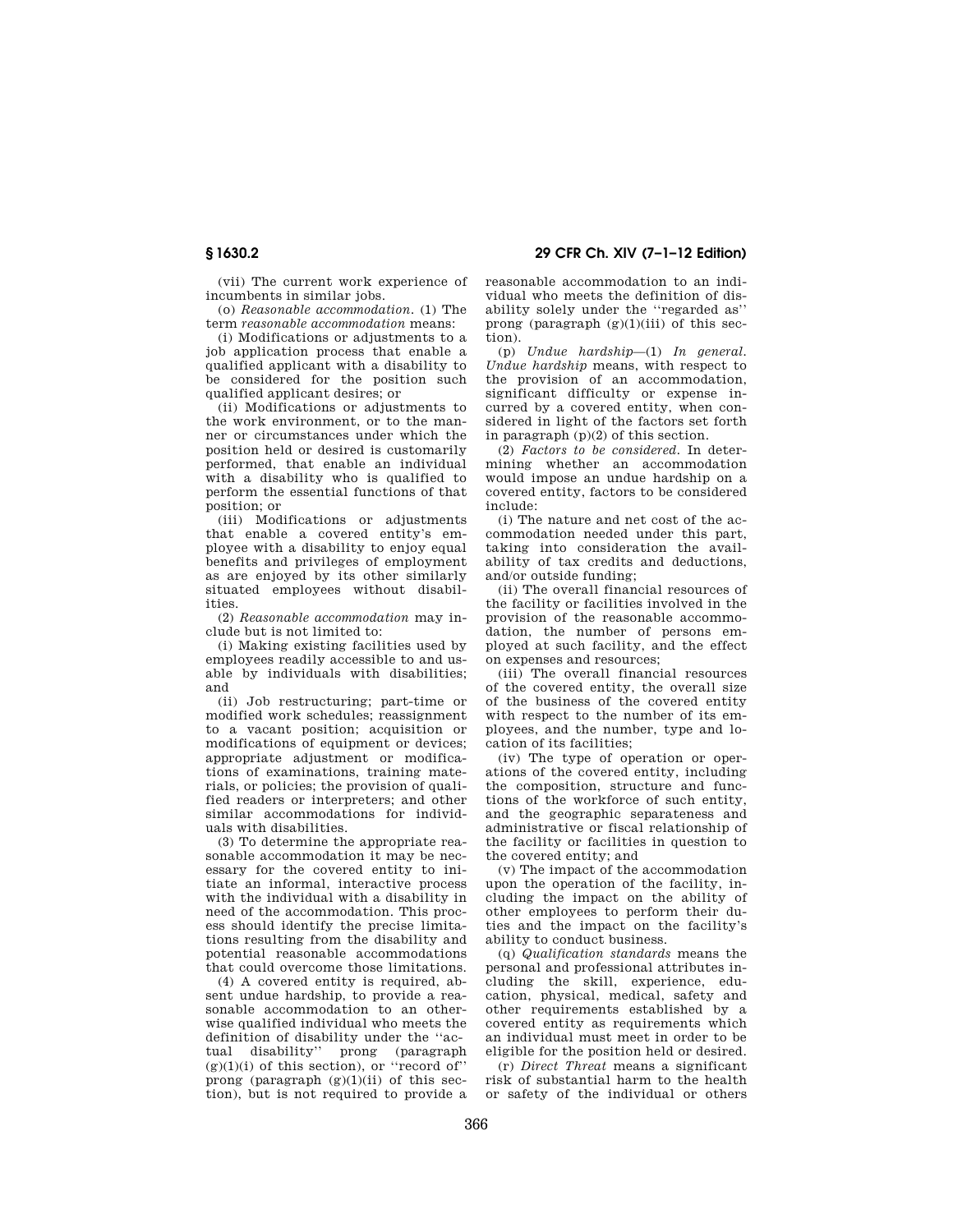(vii) The current work experience of incumbents in similar jobs.

(o) *Reasonable accommodation.* (1) The term *reasonable accommodation* means:

(i) Modifications or adjustments to a job application process that enable a qualified applicant with a disability to be considered for the position such qualified applicant desires; or

(ii) Modifications or adjustments to the work environment, or to the manner or circumstances under which the position held or desired is customarily performed, that enable an individual with a disability who is qualified to perform the essential functions of that position; or

(iii) Modifications or adjustments that enable a covered entity's employee with a disability to enjoy equal benefits and privileges of employment as are enjoyed by its other similarly situated employees without disabilities.

(2) *Reasonable accommodation* may include but is not limited to:

(i) Making existing facilities used by employees readily accessible to and usable by individuals with disabilities; and

(ii) Job restructuring; part-time or modified work schedules; reassignment to a vacant position; acquisition or modifications of equipment or devices; appropriate adjustment or modifications of examinations, training materials, or policies; the provision of qualified readers or interpreters; and other similar accommodations for individuals with disabilities.

(3) To determine the appropriate reasonable accommodation it may be necessary for the covered entity to initiate an informal, interactive process with the individual with a disability in need of the accommodation. This process should identify the precise limitations resulting from the disability and potential reasonable accommodations that could overcome those limitations.

(4) A covered entity is required, absent undue hardship, to provide a reasonable accommodation to an otherwise qualified individual who meets the definition of disability under the ''actual disability'' prong (paragraph (g)(1)(i) of this section), or ''record of'' prong (paragraph (g)(1)(ii) of this section), but is not required to provide a reasonable accommodation to an individual who meets the definition of disability solely under the ''regarded as'' prong (paragraph (g)(1)(iii) of this section).

(p) *Undue hardship*—(1) *In general. Undue hardship* means, with respect to the provision of an accommodation, significant difficulty or expense incurred by a covered entity, when considered in light of the factors set forth in paragraph (p)(2) of this section.

(2) *Factors to be considered.* In determining whether an accommodation would impose an undue hardship on a covered entity, factors to be considered include:

(i) The nature and net cost of the accommodation needed under this part, taking into consideration the availability of tax credits and deductions, and/or outside funding;

(ii) The overall financial resources of the facility or facilities involved in the provision of the reasonable accommodation, the number of persons employed at such facility, and the effect on expenses and resources;

(iii) The overall financial resources of the covered entity, the overall size of the business of the covered entity with respect to the number of its employees, and the number, type and location of its facilities;

(iv) The type of operation or operations of the covered entity, including the composition, structure and functions of the workforce of such entity, and the geographic separateness and administrative or fiscal relationship of the facility or facilities in question to the covered entity; and

(v) The impact of the accommodation upon the operation of the facility, including the impact on the ability of other employees to perform their duties and the impact on the facility's ability to conduct business.

(q) *Qualification standards* means the personal and professional attributes including the skill, experience, education, physical, medical, safety and other requirements established by a covered entity as requirements which an individual must meet in order to be eligible for the position held or desired.

(r) *Direct Threat* means a significant risk of substantial harm to the health or safety of the individual or others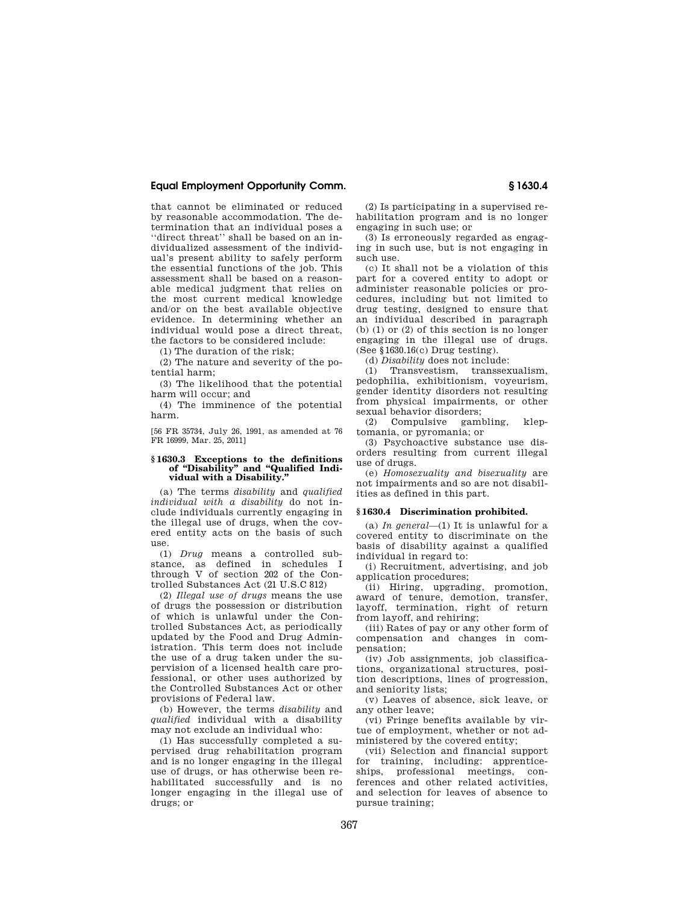that cannot be eliminated or reduced by reasonable accommodation. The determination that an individual poses a ''direct threat'' shall be based on an individualized assessment of the individual's present ability to safely perform the essential functions of the job. This assessment shall be based on a reasonable medical judgment that relies on the most current medical knowledge and/or on the best available objective evidence. In determining whether an individual would pose a direct threat, the factors to be considered include:

(1) The duration of the risk;

(2) The nature and severity of the potential harm;

(3) The likelihood that the potential harm will occur; and

(4) The imminence of the potential harm.

[56 FR 35734, July 26, 1991, as amended at 76 FR 16999, Mar. 25, 2011]

### § 1630.3 Exceptions to the definitions of "Disability" and "Qualified Individual with a Disability."

(a) The terms *disability* and *qualified individual with a disability* do not include individuals currently engaging in the illegal use of drugs, when the covered entity acts on the basis of such use.

(1) *Drug* means a controlled substance, as defined in schedules I through V of section 202 of the Controlled Substances Act (21 U.S.C 812)

(2) *Illegal use of drugs* means the use of drugs the possession or distribution of which is unlawful under the Controlled Substances Act, as periodically updated by the Food and Drug Administration. This term does not include the use of a drug taken under the supervision of a licensed health care professional, or other uses authorized by the Controlled Substances Act or other provisions of Federal law.

(b) However, the terms *disability* and *qualified* individual with a disability may not exclude an individual who:

(1) Has successfully completed a supervised drug rehabilitation program and is no longer engaging in the illegal use of drugs, or has otherwise been rehabilitated successfully and is no longer engaging in the illegal use of drugs; or

(2) Is participating in a supervised rehabilitation program and is no longer engaging in such use; or

(3) Is erroneously regarded as engaging in such use, but is not engaging in such use.

(c) It shall not be a violation of this part for a covered entity to adopt or administer reasonable policies or procedures, including but not limited to drug testing, designed to ensure that an individual described in paragraph (b) (1) or (2) of this section is no longer engaging in the illegal use of drugs. (See §1630.16(c) Drug testing).

(d) *Disability* does not include:

(1) Transvestism, transsexualism, pedophilia, exhibitionism, voyeurism, gender identity disorders not resulting from physical impairments, or other sexual behavior disorders;

(2) Compulsive gambling, kleptomania, or pyromania; or

(3) Psychoactive substance use disorders resulting from current illegal use of drugs.

(e) *Homosexuality and bisexuality* are not impairments and so are not disabilities as defined in this part.

### § 1630.4 Discrimination prohibited.

(a) *In general*—(1) It is unlawful for a covered entity to discriminate on the basis of disability against a qualified individual in regard to:

(i) Recruitment, advertising, and job application procedures;

(ii) Hiring, upgrading, promotion, award of tenure, demotion, transfer, layoff, termination, right of return from layoff, and rehiring;

(iii) Rates of pay or any other form of compensation and changes in compensation;

(iv) Job assignments, job classifications, organizational structures, position descriptions, lines of progression, and seniority lists;

(v) Leaves of absence, sick leave, or any other leave;

(vi) Fringe benefits available by virtue of employment, whether or not administered by the covered entity;

(vii) Selection and financial support for training, including: apprenticeships, professional meetings, conferences and other related activities, and selection for leaves of absence to pursue training;